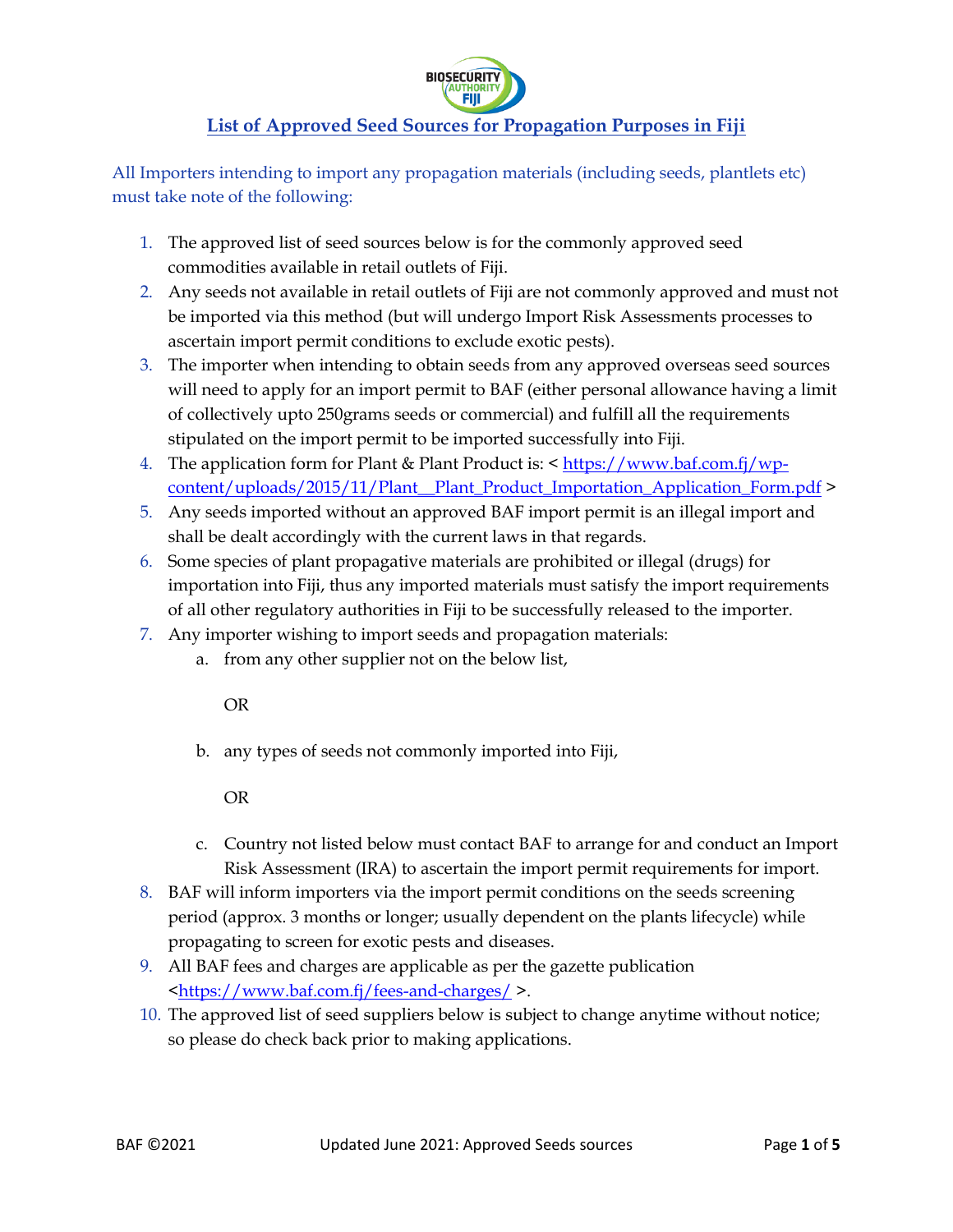# List of Approved Seed Sources for Propagation Purposes in Fiji

All Importers intending to import any propagation materials (including seeds, plantlets etc) must take note of the following:

1. The approved list of seed sources below is for the commonly approved seed commodities available in retail outlets of Fiji.
2. Any seeds not available in retail outlets of Fiji are not commonly approved and must not be imported via this method (but will undergo Import Risk Assessments processes to ascertain import permit conditions to exclude exotic pests).
3. The importer when intending to obtain seeds from any approved overseas seed sources will need to apply for an import permit to BAF (either personal allowance having a limit of collectively upto 250grams seeds or commercial) and fulfill all the requirements stipulated on the import permit to be imported successfully into Fiji.
4. The application form for Plant & Plant Product is: < https://www.baf.com.fj/wp-content/uploads/2015/11/Plant__Plant_Product_Importation_Application_Form.pdf >
5. Any seeds imported without an approved BAF import permit is an illegal import and shall be dealt accordingly with the current laws in that regards.
6. Some species of plant propagative materials are prohibited or illegal (drugs) for importation into Fiji, thus any imported materials must satisfy the import requirements of all other regulatory authorities in Fiji to be successfully released to the importer.
7. Any importer wishing to import seeds and propagation materials:
   a. from any other supplier not on the below list,

      OR

   b. any types of seeds not commonly imported into Fiji,

      OR

   c. Country not listed below must contact BAF to arrange for and conduct an Import Risk Assessment (IRA) to ascertain the import permit requirements for import.
8. BAF will inform importers via the import permit conditions on the seeds screening period (approx. 3 months or longer; usually dependent on the plants lifecycle) while propagating to screen for exotic pests and diseases.
9. All BAF fees and charges are applicable as per the gazette publication <https://www.baf.com.fj/fees-and-charges/ >.
10. The approved list of seed suppliers below is subject to change anytime without notice; so please do check back prior to making applications.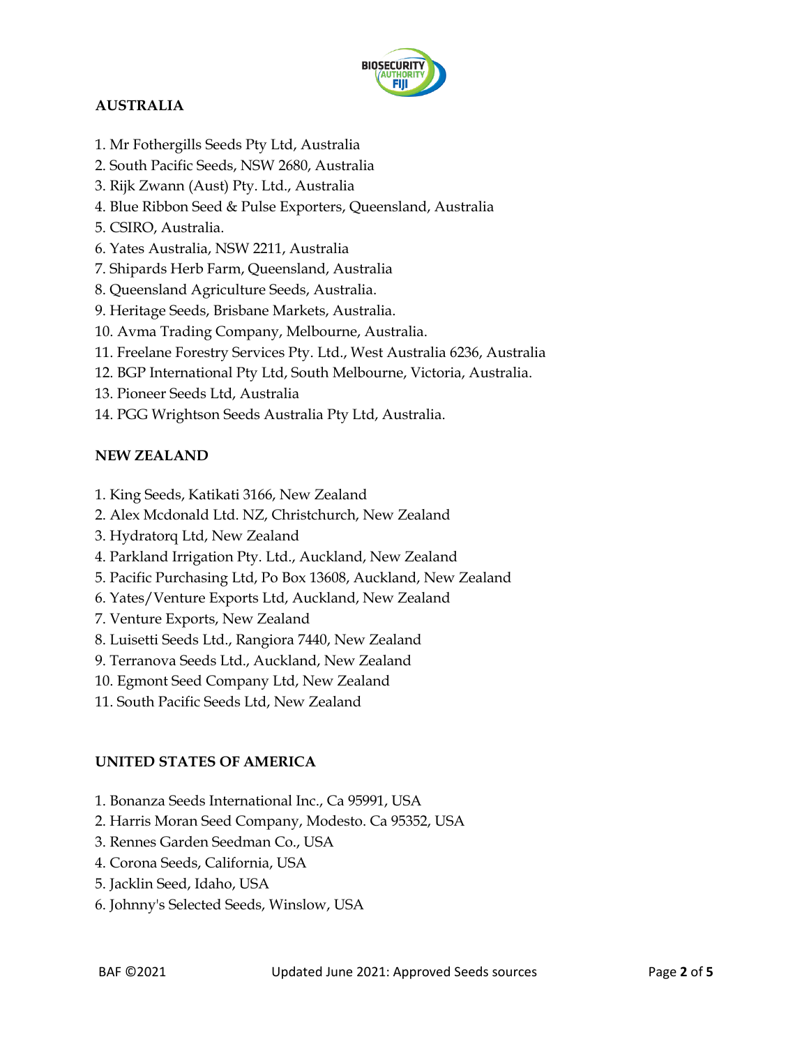## AUSTRALIA

1. Mr Fothergills Seeds Pty Ltd, Australia
2. South Pacific Seeds, NSW 2680, Australia
3. Rijk Zwann (Aust) Pty. Ltd., Australia
4. Blue Ribbon Seed & Pulse Exporters, Queensland, Australia
5. CSIRO, Australia.
6. Yates Australia, NSW 2211, Australia
7. Shipards Herb Farm, Queensland, Australia
8. Queensland Agriculture Seeds, Australia.
9. Heritage Seeds, Brisbane Markets, Australia.
10. Avma Trading Company, Melbourne, Australia.
11. Freelane Forestry Services Pty. Ltd., West Australia 6236, Australia
12. BGP International Pty Ltd, South Melbourne, Victoria, Australia.
13. Pioneer Seeds Ltd, Australia
14. PGG Wrightson Seeds Australia Pty Ltd, Australia.

## NEW ZEALAND

1. King Seeds, Katikati 3166, New Zealand
2. Alex Mcdonald Ltd. NZ, Christchurch, New Zealand
3. Hydratorq Ltd, New Zealand
4. Parkland Irrigation Pty. Ltd., Auckland, New Zealand
5. Pacific Purchasing Ltd, Po Box 13608, Auckland, New Zealand
6. Yates/Venture Exports Ltd, Auckland, New Zealand
7. Venture Exports, New Zealand
8. Luisetti Seeds Ltd., Rangiora 7440, New Zealand
9. Terranova Seeds Ltd., Auckland, New Zealand
10. Egmont Seed Company Ltd, New Zealand
11. South Pacific Seeds Ltd, New Zealand

## UNITED STATES OF AMERICA

1. Bonanza Seeds International Inc., Ca 95991, USA
2. Harris Moran Seed Company, Modesto. Ca 95352, USA
3. Rennes Garden Seedman Co., USA
4. Corona Seeds, California, USA
5. Jacklin Seed, Idaho, USA
6. Johnny's Selected Seeds, Winslow, USA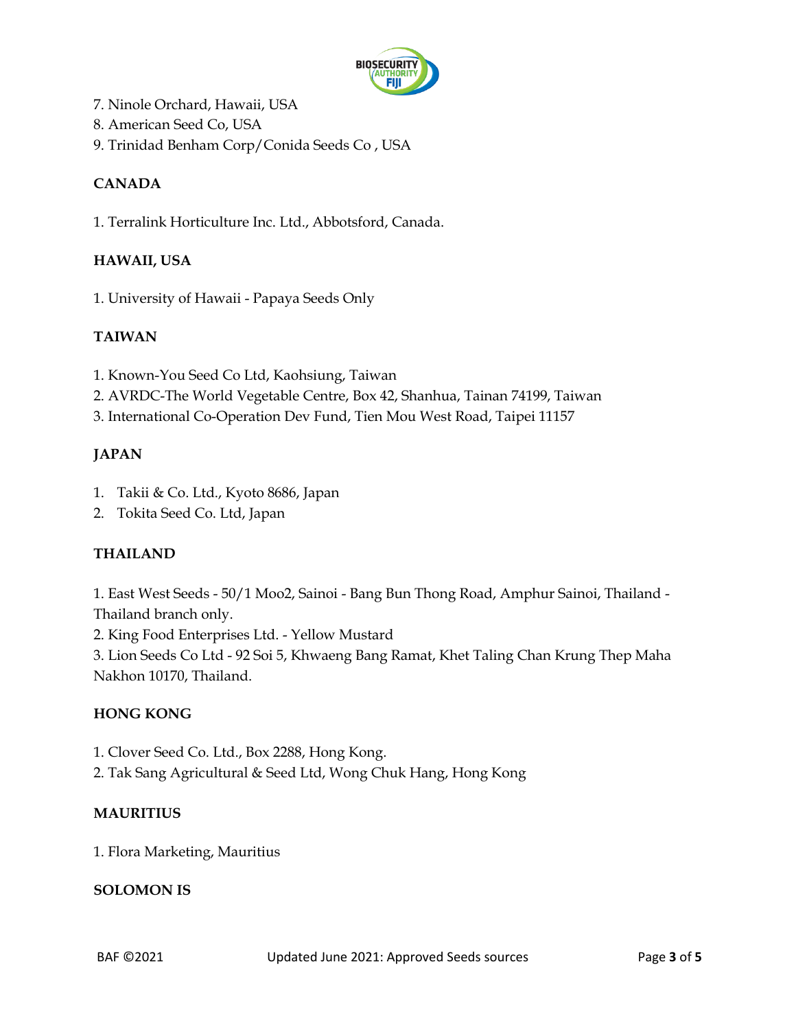7. Ninole Orchard, Hawaii, USA
8. American Seed Co, USA
9. Trinidad Benham Corp/Conida Seeds Co , USA

**CANADA**

1. Terralink Horticulture Inc. Ltd., Abbotsford, Canada.

**HAWAII, USA**

1. University of Hawaii - Papaya Seeds Only

**TAIWAN**

1. Known-You Seed Co Ltd, Kaohsiung, Taiwan
2. AVRDC-The World Vegetable Centre, Box 42, Shanhua, Tainan 74199, Taiwan
3. International Co-Operation Dev Fund, Tien Mou West Road, Taipei 11157

**JAPAN**

1. Takii & Co. Ltd., Kyoto 8686, Japan
2. Tokita Seed Co. Ltd, Japan

**THAILAND**

1. East West Seeds - 50/1 Moo2, Sainoi - Bang Bun Thong Road, Amphur Sainoi, Thailand - Thailand branch only.
2. King Food Enterprises Ltd. - Yellow Mustard
3. Lion Seeds Co Ltd - 92 Soi 5, Khwaeng Bang Ramat, Khet Taling Chan Krung Thep Maha Nakhon 10170, Thailand.

**HONG KONG**

1. Clover Seed Co. Ltd., Box 2288, Hong Kong.
2. Tak Sang Agricultural & Seed Ltd, Wong Chuk Hang, Hong Kong

**MAURITIUS**

1. Flora Marketing, Mauritius

**SOLOMON IS**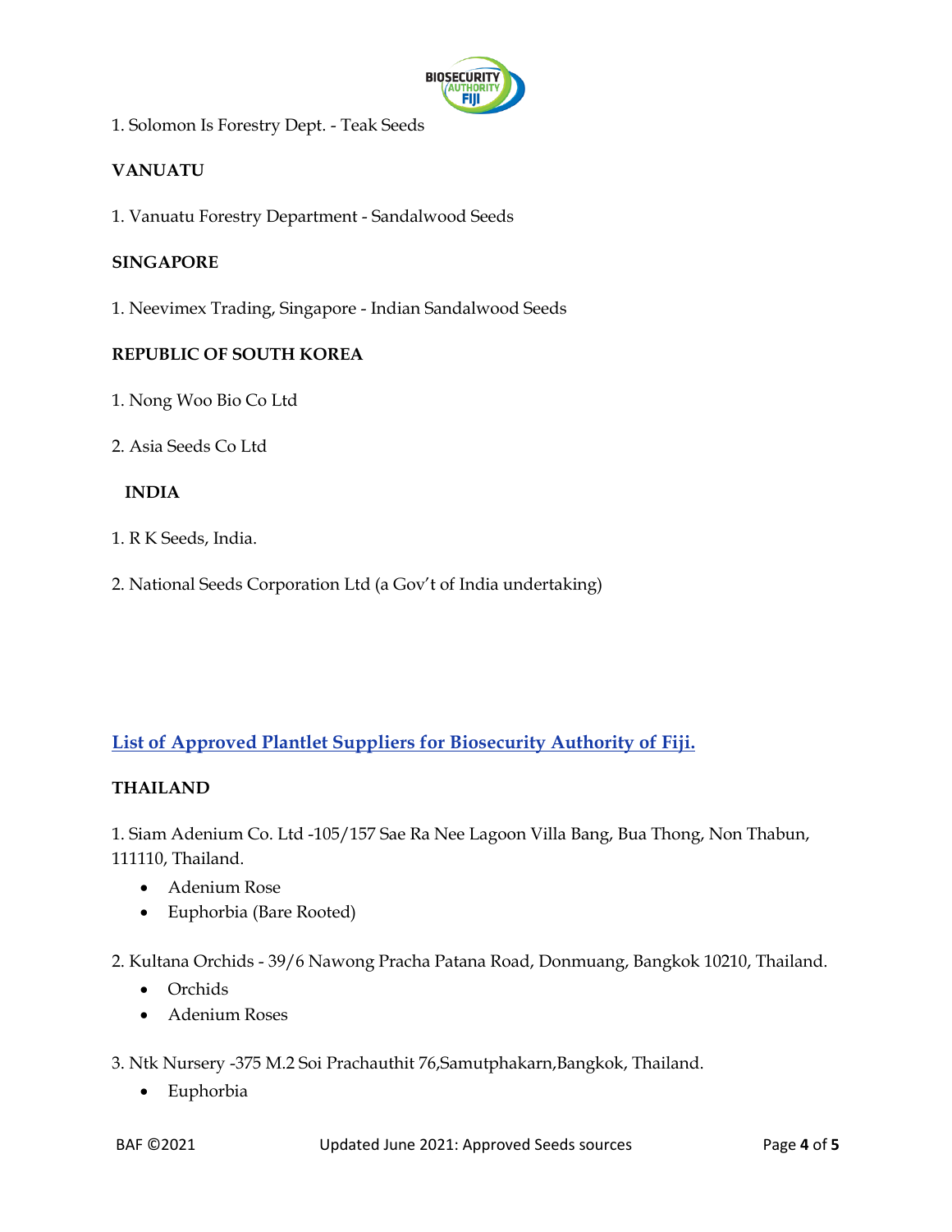1. Solomon Is Forestry Dept. - Teak Seeds

**VANUATU**

1. Vanuatu Forestry Department - Sandalwood Seeds

**SINGAPORE**

1. Neevimex Trading, Singapore - Indian Sandalwood Seeds

**REPUBLIC OF SOUTH KOREA**

1. Nong Woo Bio Co Ltd

2. Asia Seeds Co Ltd

**INDIA**

1. R K Seeds, India.

2. National Seeds Corporation Ltd (a Gov't of India undertaking)

## List of Approved Plantlet Suppliers for Biosecurity Authority of Fiji.

**THAILAND**

1. Siam Adenium Co. Ltd -105/157 Sae Ra Nee Lagoon Villa Bang, Bua Thong, Non Thabun, 111110, Thailand.
   - Adenium Rose
   - Euphorbia (Bare Rooted)

2. Kultana Orchids - 39/6 Nawong Pracha Patana Road, Donmuang, Bangkok 10210, Thailand.
   - Orchids
   - Adenium Roses

3. Ntk Nursery -375 M.2 Soi Prachauthit 76,Samutphakarn,Bangkok, Thailand.
   - Euphorbia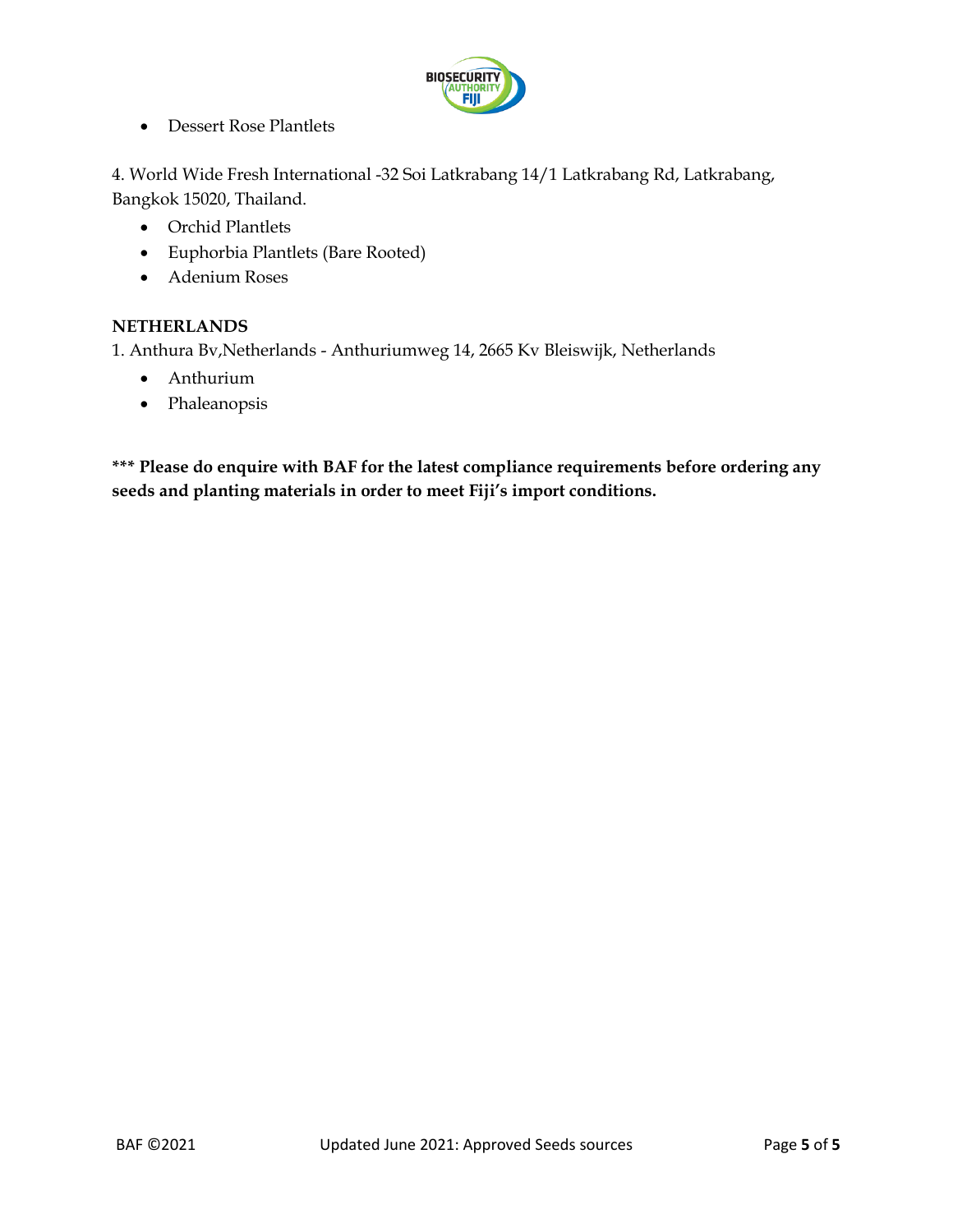- Dessert Rose Plantlets

4. World Wide Fresh International -32 Soi Latkrabang 14/1 Latkrabang Rd, Latkrabang, Bangkok 15020, Thailand.
   - Orchid Plantlets
   - Euphorbia Plantlets (Bare Rooted)
   - Adenium Roses

**NETHERLANDS**

1. Anthura Bv,Netherlands - Anthuriumweg 14, 2665 Kv Bleiswijk, Netherlands
   - Anthurium
   - Phaleanopsis

**\*\*\* Please do enquire with BAF for the latest compliance requirements before ordering any seeds and planting materials in order to meet Fiji's import conditions.**